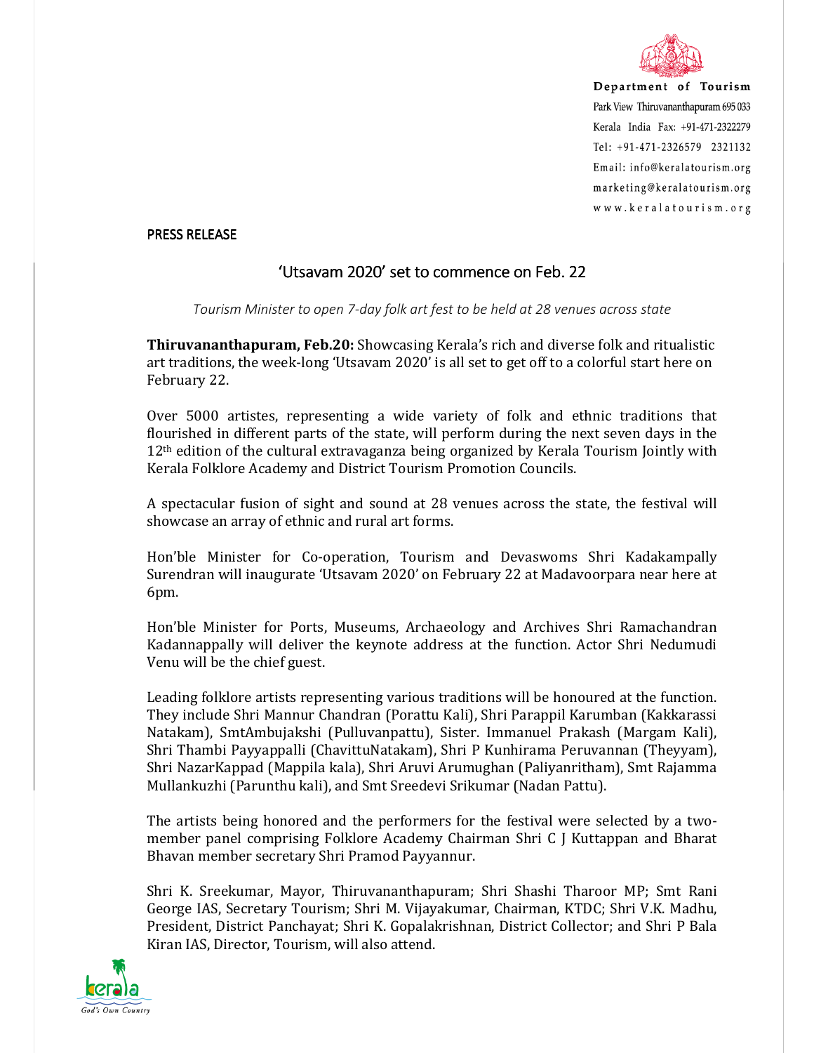Department of Tourism
Park View Thiruvananthapuram 695 033
Kerala India Fax: +91-471-2322279
Tel: +91-471-2326579 2321132
Email: info@keralatourism.org
marketing@keralatourism.org
www.keralatourism.org

PRESS RELEASE

# 'Utsavam 2020' set to commence on Feb. 22

*Tourism Minister to open 7-day folk art fest to be held at 28 venues across state*

**Thiruvananthapuram, Feb.20:** Showcasing Kerala's rich and diverse folk and ritualistic art traditions, the week-long 'Utsavam 2020' is all set to get off to a colorful start here on February 22.

Over 5000 artistes, representing a wide variety of folk and ethnic traditions that flourished in different parts of the state, will perform during the next seven days in the 12th edition of the cultural extravaganza being organized by Kerala Tourism Jointly with Kerala Folklore Academy and District Tourism Promotion Councils.

A spectacular fusion of sight and sound at 28 venues across the state, the festival will showcase an array of ethnic and rural art forms.

Hon'ble Minister for Co-operation, Tourism and Devaswoms Shri Kadakampally Surendran will inaugurate 'Utsavam 2020' on February 22 at Madavoorpara near here at 6pm.

Hon'ble Minister for Ports, Museums, Archaeology and Archives Shri Ramachandran Kadannappally will deliver the keynote address at the function. Actor Shri Nedumudi Venu will be the chief guest.

Leading folklore artists representing various traditions will be honoured at the function. They include Shri Mannur Chandran (Porattu Kali), Shri Parappil Karumban (Kakkarassi Natakam), SmtAmbujakshi (Pulluvanpattu), Sister. Immanuel Prakash (Margam Kali), Shri Thambi Payyappalli (ChavittuNatakam), Shri P Kunhirama Peruvannan (Theyyam), Shri NazarKappad (Mappila kala), Shri Aruvi Arumughan (Paliyanritham), Smt Rajamma Mullankuzhi (Parunthu kali), and Smt Sreedevi Srikumar (Nadan Pattu).

The artists being honored and the performers for the festival were selected by a two-member panel comprising Folklore Academy Chairman Shri C J Kuttappan and Bharat Bhavan member secretary Shri Pramod Payyannur.

Shri K. Sreekumar, Mayor, Thiruvananthapuram; Shri Shashi Tharoor MP; Smt Rani George IAS, Secretary Tourism; Shri M. Vijayakumar, Chairman, KTDC; Shri V.K. Madhu, President, District Panchayat; Shri K. Gopalakrishnan, District Collector; and Shri P Bala Kiran IAS, Director, Tourism, will also attend.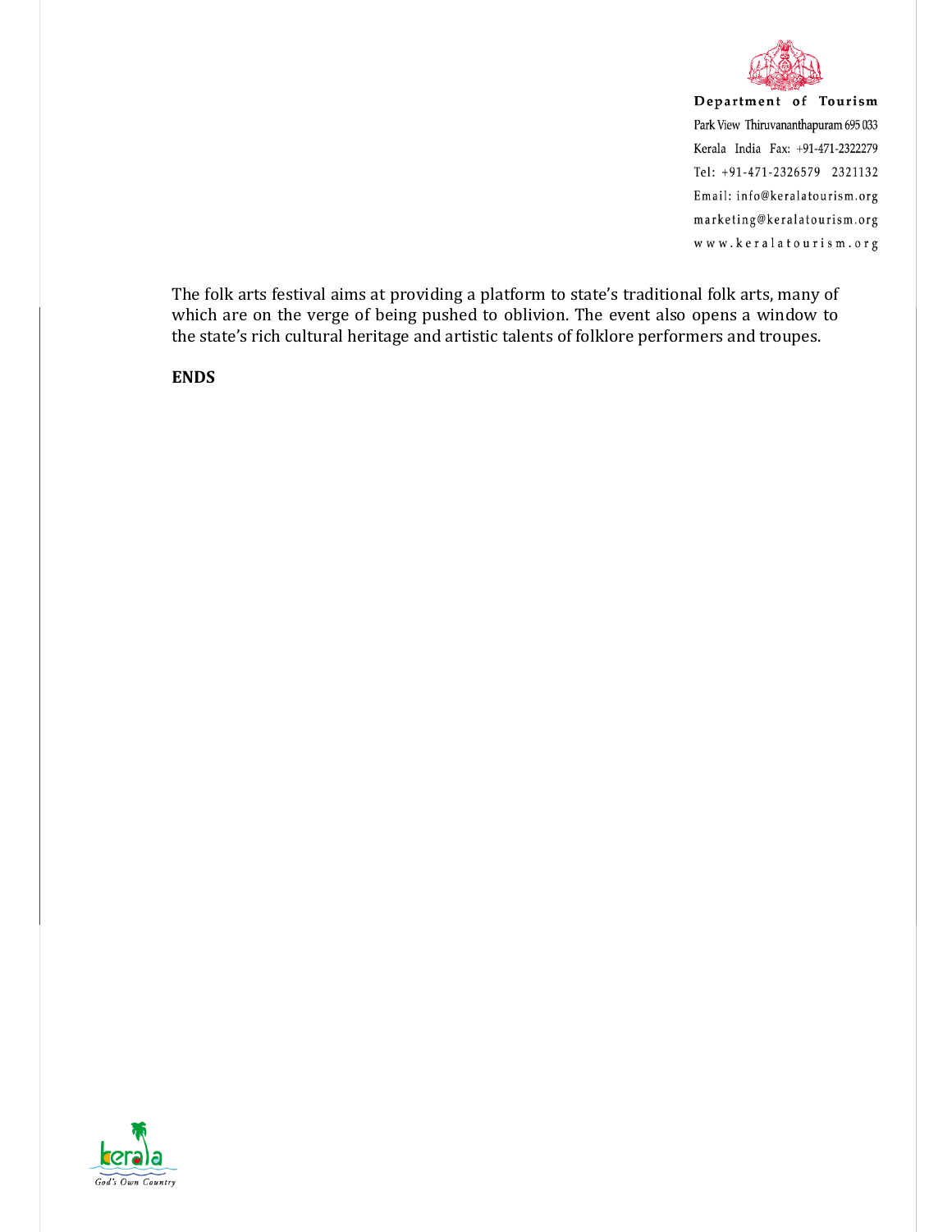Department of Tourism
Park View Thiruvananthapuram 695 033
Kerala India Fax: +91-471-2322279
Tel: +91-471-2326579 2321132
Email: info@keralatourism.org
marketing@keralatourism.org
www.keralatourism.org

The folk arts festival aims at providing a platform to state's traditional folk arts, many of which are on the verge of being pushed to oblivion. The event also opens a window to the state's rich cultural heritage and artistic talents of folklore performers and troupes.

**ENDS**